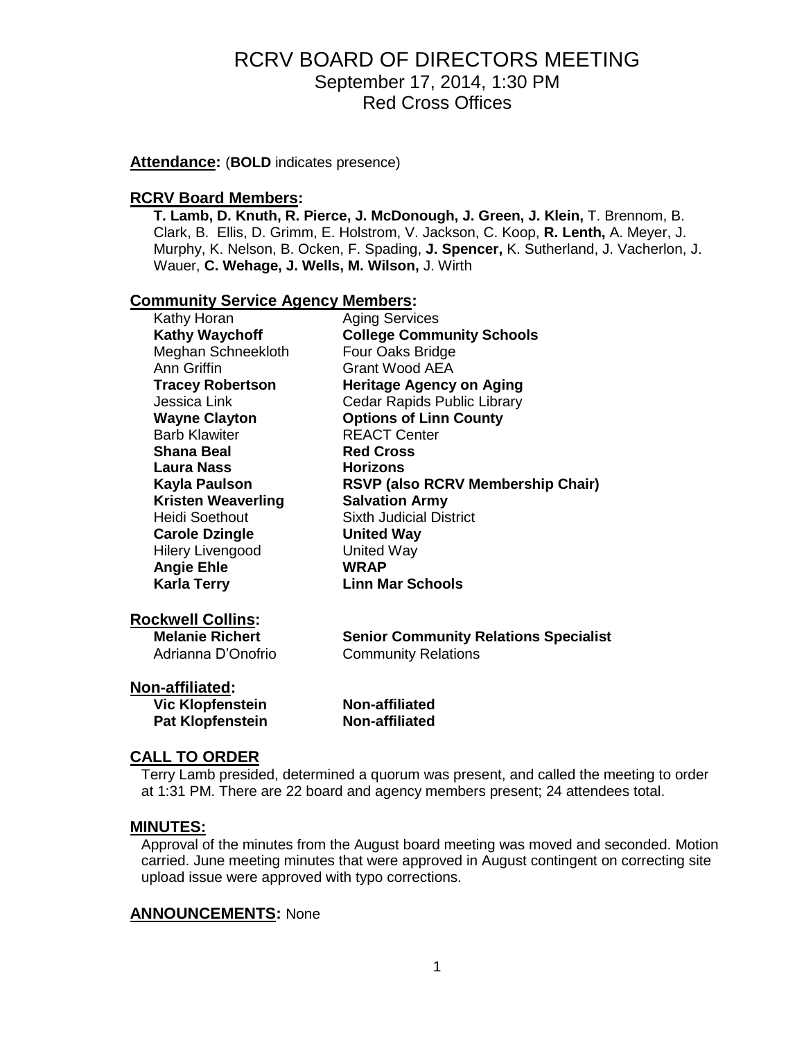# RCRV BOARD OF DIRECTORS MEETING

September 17, 2014, 1:30 PM
Red Cross Offices

**Attendance:** (**BOLD** indicates presence)

## RCRV Board Members:

**T. Lamb, D. Knuth, R. Pierce, J. McDonough, J. Green, J. Klein,** T. Brennom, B. Clark, B. Ellis, D. Grimm, E. Holstrom, V. Jackson, C. Koop, **R. Lenth,** A. Meyer, J. Murphy, K. Nelson, B. Ocken, F. Spading, **J. Spencer,** K. Sutherland, J. Vacherlon, J. Wauer, **C. Wehage, J. Wells, M. Wilson,** J. Wirth

## Community Service Agency Members:

| | |
|---|---|
| Kathy Horan | Aging Services |
| **Kathy Waychoff** | **College Community Schools** |
| Meghan Schneekloth | Four Oaks Bridge |
| Ann Griffin | Grant Wood AEA |
| **Tracey Robertson** | **Heritage Agency on Aging** |
| Jessica Link | Cedar Rapids Public Library |
| **Wayne Clayton** | **Options of Linn County** |
| Barb Klawiter | REACT Center |
| **Shana Beal** | **Red Cross** |
| **Laura Nass** | **Horizons** |
| **Kayla Paulson** | **RSVP (also RCRV Membership Chair)** |
| **Kristen Weaverling** | **Salvation Army** |
| Heidi Soethout | Sixth Judicial District |
| **Carole Dzingle** | **United Way** |
| Hilery Livengood | United Way |
| **Angie Ehle** | **WRAP** |
| **Karla Terry** | **Linn Mar Schools** |

## Rockwell Collins:

| | |
|---|---|
| **Melanie Richert** | **Senior Community Relations Specialist** |
| Adrianna D'Onofrio | Community Relations |

## Non-affiliated:

| | |
|---|---|
| **Vic Klopfenstein** | **Non-affiliated** |
| **Pat Klopfenstein** | **Non-affiliated** |

## CALL TO ORDER

Terry Lamb presided, determined a quorum was present, and called the meeting to order at 1:31 PM. There are 22 board and agency members present; 24 attendees total.

## MINUTES:

Approval of the minutes from the August board meeting was moved and seconded. Motion carried. June meeting minutes that were approved in August contingent on correcting site upload issue were approved with typo corrections.

## ANNOUNCEMENTS: None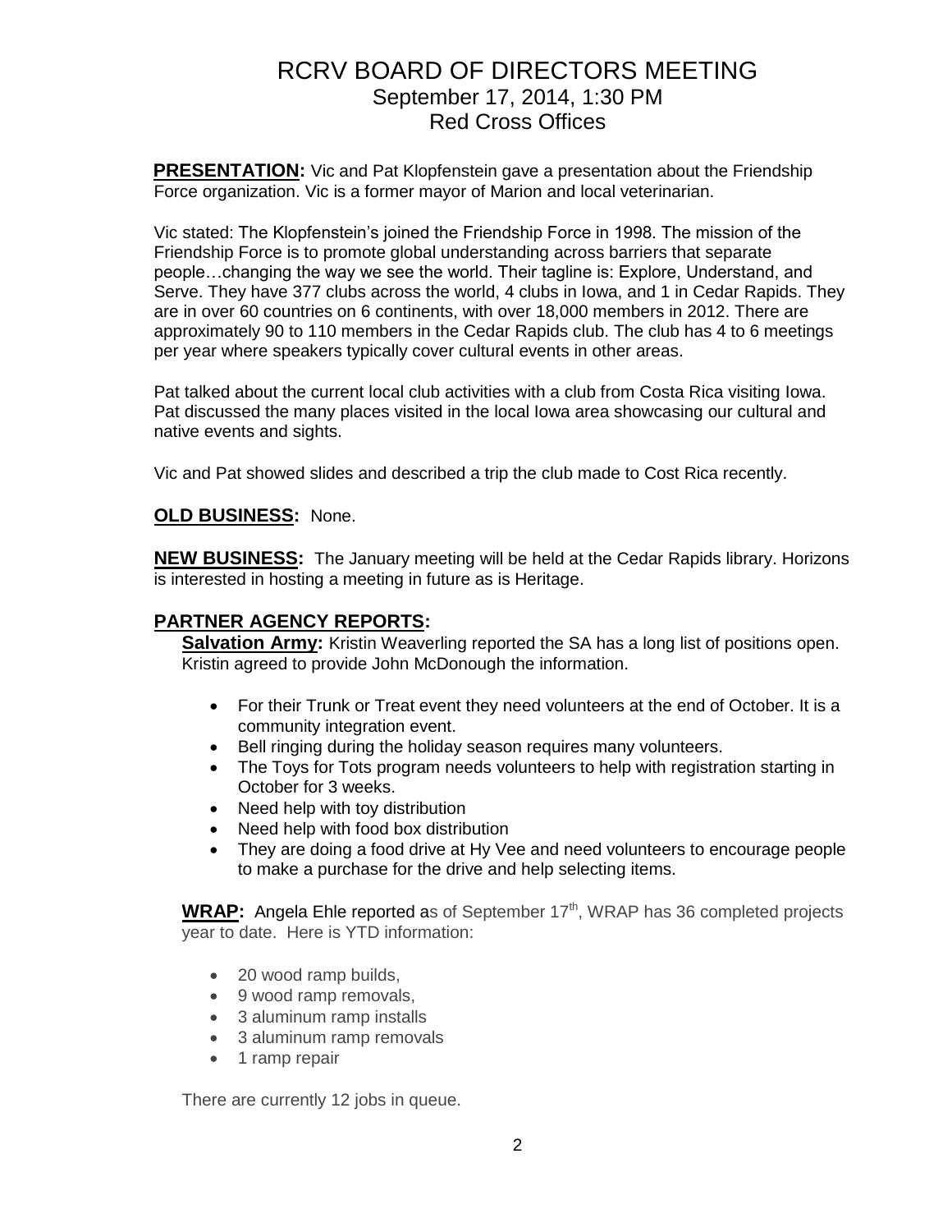# RCRV BOARD OF DIRECTORS MEETING

## September 17, 2014, 1:30 PM

## Red Cross Offices

**PRESENTATION:** Vic and Pat Klopfenstein gave a presentation about the Friendship Force organization. Vic is a former mayor of Marion and local veterinarian.

Vic stated: The Klopfenstein's joined the Friendship Force in 1998. The mission of the Friendship Force is to promote global understanding across barriers that separate people…changing the way we see the world. Their tagline is: Explore, Understand, and Serve. They have 377 clubs across the world, 4 clubs in Iowa, and 1 in Cedar Rapids. They are in over 60 countries on 6 continents, with over 18,000 members in 2012. There are approximately 90 to 110 members in the Cedar Rapids club. The club has 4 to 6 meetings per year where speakers typically cover cultural events in other areas.

Pat talked about the current local club activities with a club from Costa Rica visiting Iowa. Pat discussed the many places visited in the local Iowa area showcasing our cultural and native events and sights.

Vic and Pat showed slides and described a trip the club made to Cost Rica recently.

**OLD BUSINESS:** None.

**NEW BUSINESS:** The January meeting will be held at the Cedar Rapids library. Horizons is interested in hosting a meeting in future as is Heritage.

**PARTNER AGENCY REPORTS:**

**Salvation Army:** Kristin Weaverling reported the SA has a long list of positions open. Kristin agreed to provide John McDonough the information.

- For their Trunk or Treat event they need volunteers at the end of October. It is a community integration event.
- Bell ringing during the holiday season requires many volunteers.
- The Toys for Tots program needs volunteers to help with registration starting in October for 3 weeks.
- Need help with toy distribution
- Need help with food box distribution
- They are doing a food drive at Hy Vee and need volunteers to encourage people to make a purchase for the drive and help selecting items.

**WRAP:** Angela Ehle reported as of September 17th, WRAP has 36 completed projects year to date. Here is YTD information:

- 20 wood ramp builds,
- 9 wood ramp removals,
- 3 aluminum ramp installs
- 3 aluminum ramp removals
- 1 ramp repair

There are currently 12 jobs in queue.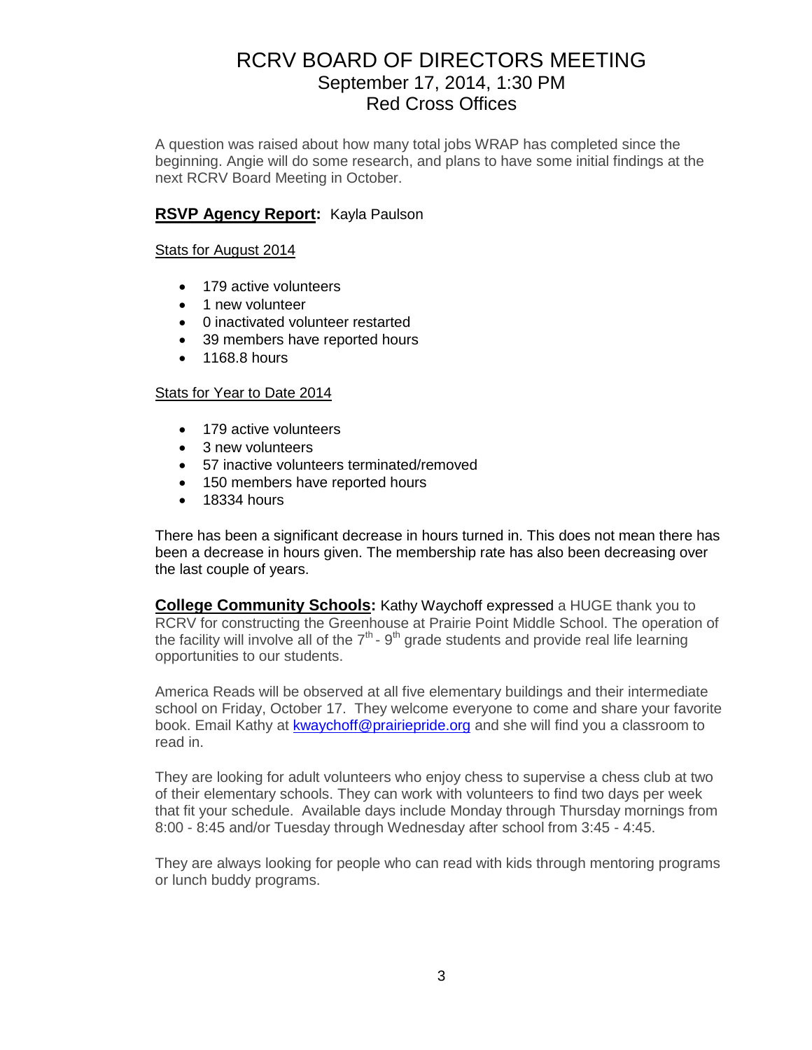# RCRV BOARD OF DIRECTORS MEETING
## September 17, 2014, 1:30 PM
## Red Cross Offices

A question was raised about how many total jobs WRAP has completed since the beginning. Angie will do some research, and plans to have some initial findings at the next RCRV Board Meeting in October.

**RSVP Agency Report:** Kayla Paulson

Stats for August 2014

- 179 active volunteers
- 1 new volunteer
- 0 inactivated volunteer restarted
- 39 members have reported hours
- 1168.8 hours

Stats for Year to Date 2014

- 179 active volunteers
- 3 new volunteers
- 57 inactive volunteers terminated/removed
- 150 members have reported hours
- 18334 hours

There has been a significant decrease in hours turned in. This does not mean there has been a decrease in hours given. The membership rate has also been decreasing over the last couple of years.

**College Community Schools:** Kathy Waychoff expressed a HUGE thank you to RCRV for constructing the Greenhouse at Prairie Point Middle School. The operation of the facility will involve all of the 7th - 9th grade students and provide real life learning opportunities to our students.

America Reads will be observed at all five elementary buildings and their intermediate school on Friday, October 17. They welcome everyone to come and share your favorite book. Email Kathy at kwaychoff@prairiepride.org and she will find you a classroom to read in.

They are looking for adult volunteers who enjoy chess to supervise a chess club at two of their elementary schools. They can work with volunteers to find two days per week that fit your schedule. Available days include Monday through Thursday mornings from 8:00 - 8:45 and/or Tuesday through Wednesday after school from 3:45 - 4:45.

They are always looking for people who can read with kids through mentoring programs or lunch buddy programs.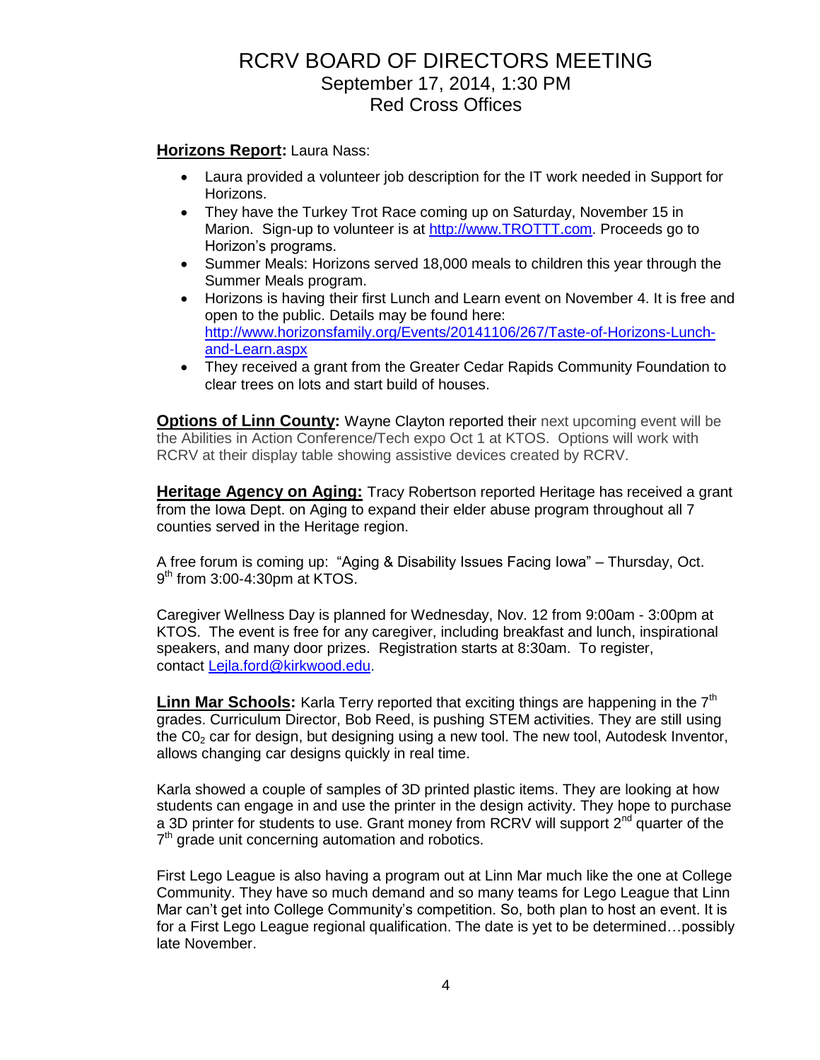# RCRV BOARD OF DIRECTORS MEETING
## September 17, 2014, 1:30 PM
## Red Cross Offices

**Horizons Report:** Laura Nass:

- Laura provided a volunteer job description for the IT work needed in Support for Horizons.
- They have the Turkey Trot Race coming up on Saturday, November 15 in Marion. Sign-up to volunteer is at [http://www.TROTTT.com](http://www.TROTTT.com). Proceeds go to Horizon's programs.
- Summer Meals: Horizons served 18,000 meals to children this year through the Summer Meals program.
- Horizons is having their first Lunch and Learn event on November 4. It is free and open to the public. Details may be found here: [http://www.horizonsfamily.org/Events/20141106/267/Taste-of-Horizons-Lunch-and-Learn.aspx](http://www.horizonsfamily.org/Events/20141106/267/Taste-of-Horizons-Lunch-and-Learn.aspx)
- They received a grant from the Greater Cedar Rapids Community Foundation to clear trees on lots and start build of houses.

**Options of Linn County:** Wayne Clayton reported their next upcoming event will be the Abilities in Action Conference/Tech expo Oct 1 at KTOS. Options will work with RCRV at their display table showing assistive devices created by RCRV.

**Heritage Agency on Aging:** Tracy Robertson reported Heritage has received a grant from the Iowa Dept. on Aging to expand their elder abuse program throughout all 7 counties served in the Heritage region.

A free forum is coming up: "Aging & Disability Issues Facing Iowa" – Thursday, Oct. 9th from 3:00-4:30pm at KTOS.

Caregiver Wellness Day is planned for Wednesday, Nov. 12 from 9:00am - 3:00pm at KTOS. The event is free for any caregiver, including breakfast and lunch, inspirational speakers, and many door prizes. Registration starts at 8:30am. To register, contact [Lejla.ford@kirkwood.edu](mailto:Lejla.ford@kirkwood.edu).

**Linn Mar Schools:** Karla Terry reported that exciting things are happening in the 7th grades. Curriculum Director, Bob Reed, is pushing STEM activities. They are still using the $CO_2$ car for design, but designing using a new tool. The new tool, Autodesk Inventor, allows changing car designs quickly in real time.

Karla showed a couple of samples of 3D printed plastic items. They are looking at how students can engage in and use the printer in the design activity. They hope to purchase a 3D printer for students to use. Grant money from RCRV will support 2nd quarter of the 7th grade unit concerning automation and robotics.

First Lego League is also having a program out at Linn Mar much like the one at College Community. They have so much demand and so many teams for Lego League that Linn Mar can't get into College Community's competition. So, both plan to host an event. It is for a First Lego League regional qualification. The date is yet to be determined…possibly late November.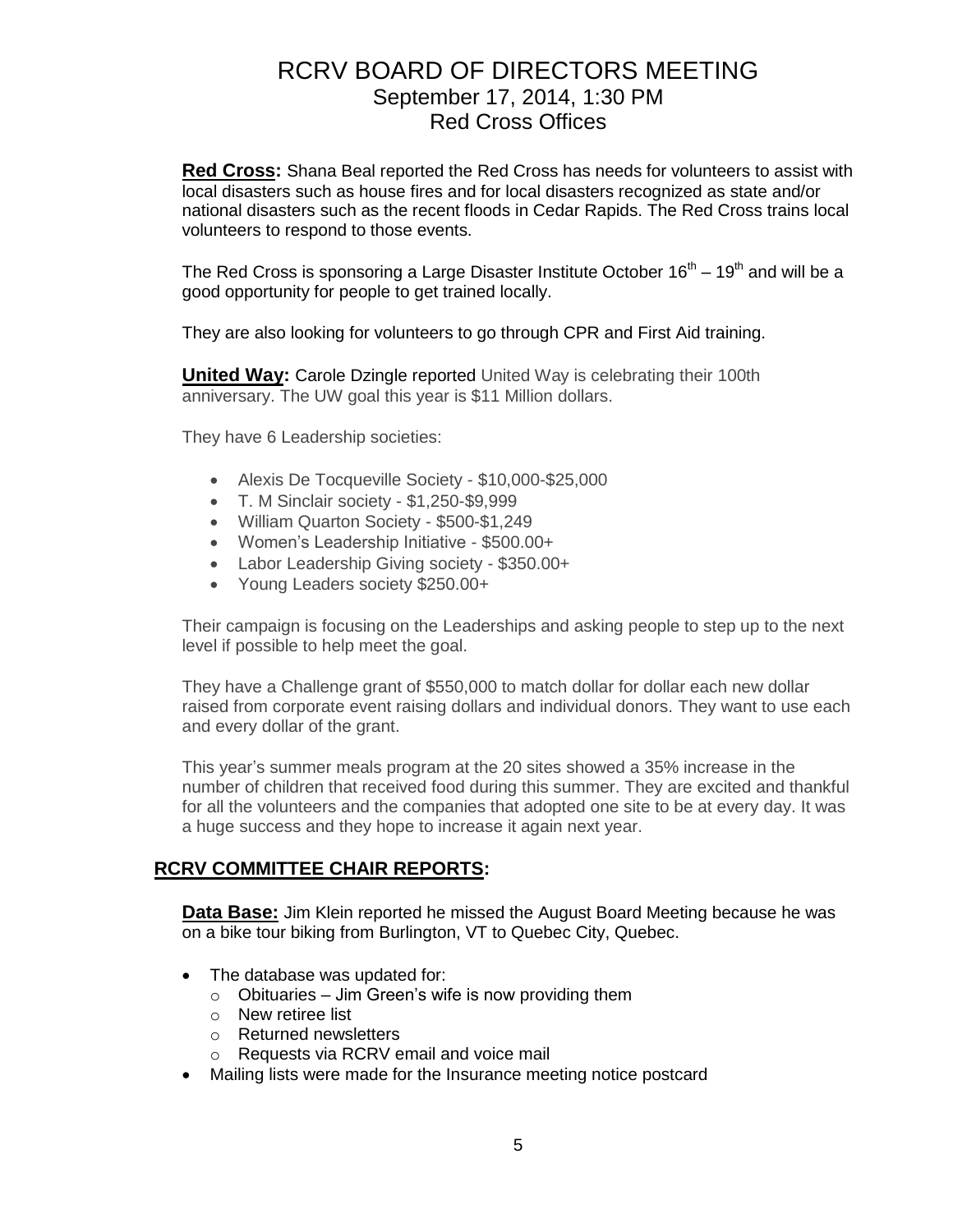# RCRV BOARD OF DIRECTORS MEETING
## September 17, 2014, 1:30 PM
## Red Cross Offices

**Red Cross:** Shana Beal reported the Red Cross has needs for volunteers to assist with local disasters such as house fires and for local disasters recognized as state and/or national disasters such as the recent floods in Cedar Rapids. The Red Cross trains local volunteers to respond to those events.

The Red Cross is sponsoring a Large Disaster Institute October 16th – 19th and will be a good opportunity for people to get trained locally.

They are also looking for volunteers to go through CPR and First Aid training.

**United Way:** Carole Dzingle reported United Way is celebrating their 100th anniversary. The UW goal this year is $11 Million dollars.

They have 6 Leadership societies:

- Alexis De Tocqueville Society - $10,000-$25,000
- T. M Sinclair society - $1,250-$9,999
- William Quarton Society - $500-$1,249
- Women's Leadership Initiative - $500.00+
- Labor Leadership Giving society - $350.00+
- Young Leaders society $250.00+

Their campaign is focusing on the Leaderships and asking people to step up to the next level if possible to help meet the goal.

They have a Challenge grant of $550,000 to match dollar for dollar each new dollar raised from corporate event raising dollars and individual donors. They want to use each and every dollar of the grant.

This year's summer meals program at the 20 sites showed a 35% increase in the number of children that received food during this summer. They are excited and thankful for all the volunteers and the companies that adopted one site to be at every day. It was a huge success and they hope to increase it again next year.

## RCRV COMMITTEE CHAIR REPORTS:

**Data Base:** Jim Klein reported he missed the August Board Meeting because he was on a bike tour biking from Burlington, VT to Quebec City, Quebec.

- The database was updated for:
  - Obituaries – Jim Green's wife is now providing them
  - New retiree list
  - Returned newsletters
  - Requests via RCRV email and voice mail
- Mailing lists were made for the Insurance meeting notice postcard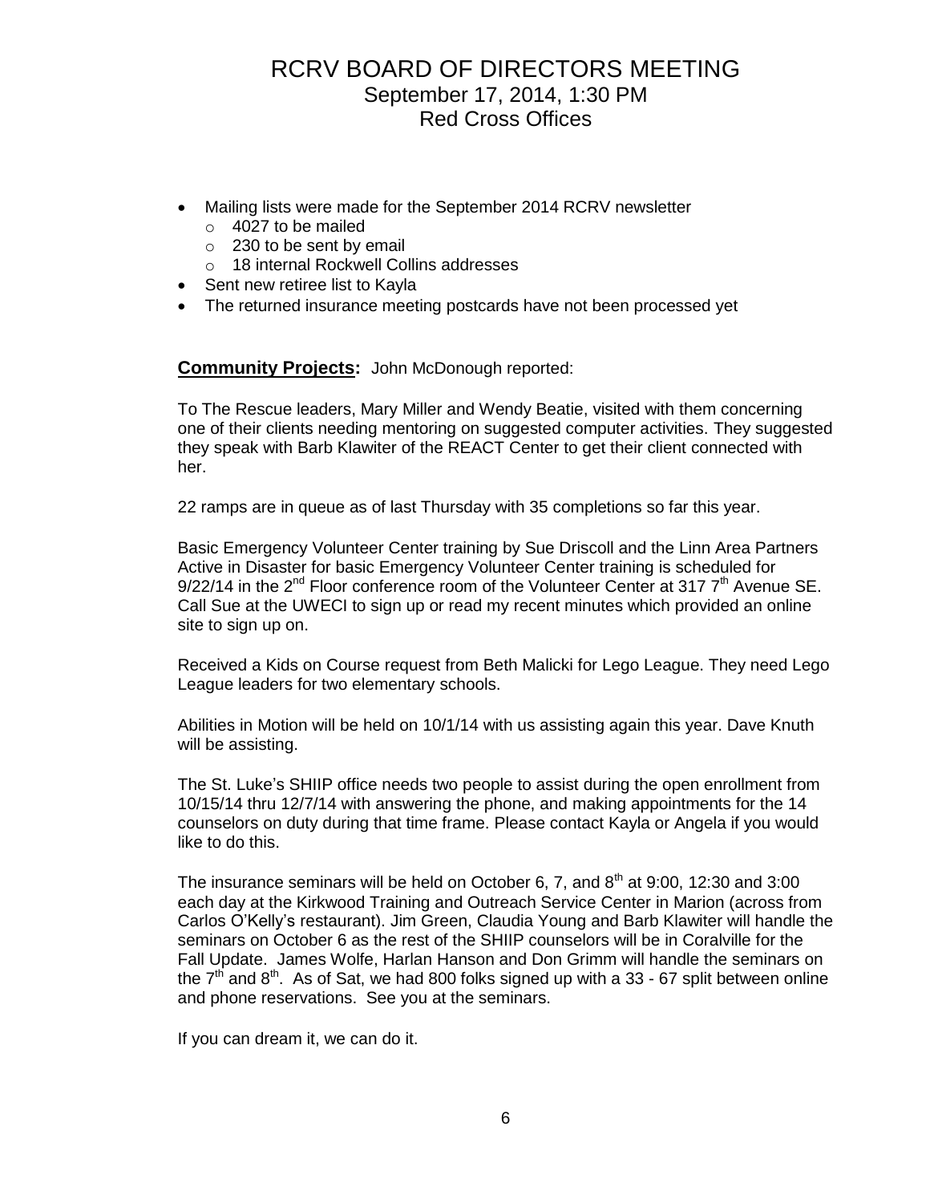- Mailing lists were made for the September 2014 RCRV newsletter
  - 4027 to be mailed
  - 230 to be sent by email
  - 18 internal Rockwell Collins addresses
- Sent new retiree list to Kayla
- The returned insurance meeting postcards have not been processed yet

**Community Projects:** John McDonough reported:

To The Rescue leaders, Mary Miller and Wendy Beatie, visited with them concerning one of their clients needing mentoring on suggested computer activities. They suggested they speak with Barb Klawiter of the REACT Center to get their client connected with her.

22 ramps are in queue as of last Thursday with 35 completions so far this year.

Basic Emergency Volunteer Center training by Sue Driscoll and the Linn Area Partners Active in Disaster for basic Emergency Volunteer Center training is scheduled for 9/22/14 in the 2nd Floor conference room of the Volunteer Center at 317 7th Avenue SE. Call Sue at the UWECI to sign up or read my recent minutes which provided an online site to sign up on.

Received a Kids on Course request from Beth Malicki for Lego League. They need Lego League leaders for two elementary schools.

Abilities in Motion will be held on 10/1/14 with us assisting again this year. Dave Knuth will be assisting.

The St. Luke's SHIIP office needs two people to assist during the open enrollment from 10/15/14 thru 12/7/14 with answering the phone, and making appointments for the 14 counselors on duty during that time frame. Please contact Kayla or Angela if you would like to do this.

The insurance seminars will be held on October 6, 7, and 8th at 9:00, 12:30 and 3:00 each day at the Kirkwood Training and Outreach Service Center in Marion (across from Carlos O'Kelly's restaurant). Jim Green, Claudia Young and Barb Klawiter will handle the seminars on October 6 as the rest of the SHIIP counselors will be in Coralville for the Fall Update. James Wolfe, Harlan Hanson and Don Grimm will handle the seminars on the 7th and 8th. As of Sat, we had 800 folks signed up with a 33 - 67 split between online and phone reservations. See you at the seminars.

If you can dream it, we can do it.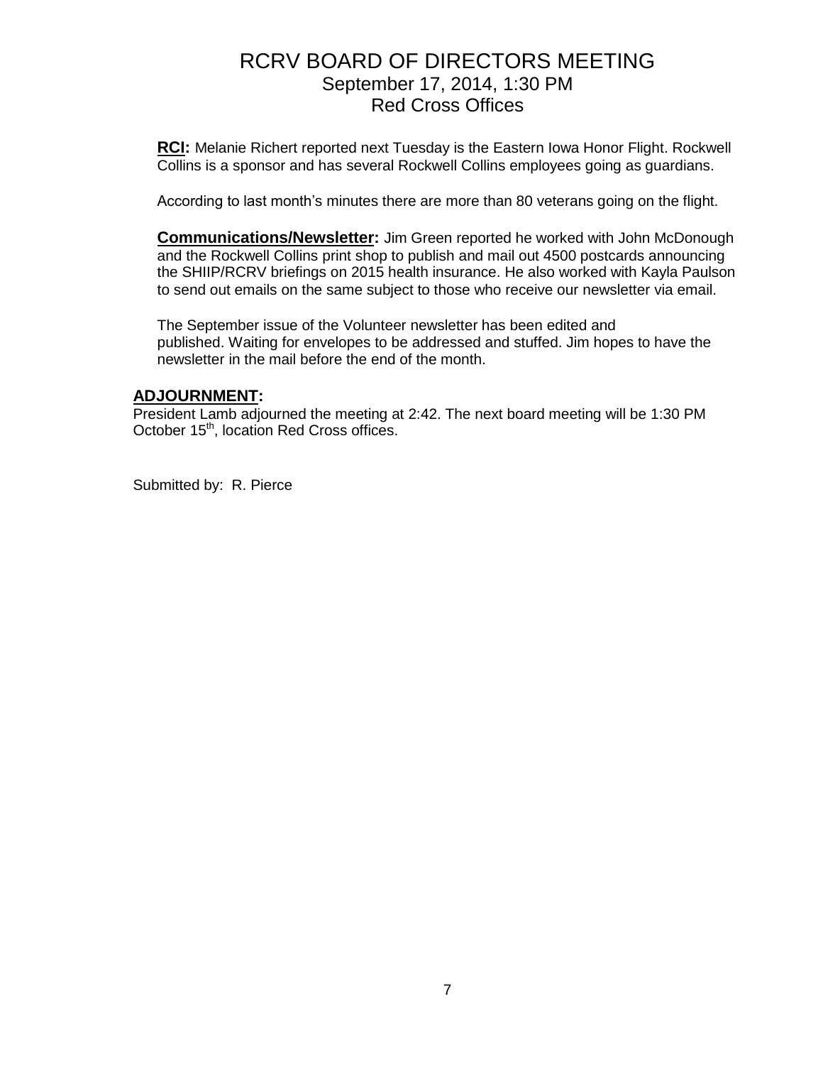# RCRV BOARD OF DIRECTORS MEETING

September 17, 2014, 1:30 PM
Red Cross Offices

**RCI:** Melanie Richert reported next Tuesday is the Eastern Iowa Honor Flight. Rockwell Collins is a sponsor and has several Rockwell Collins employees going as guardians.

According to last month's minutes there are more than 80 veterans going on the flight.

**Communications/Newsletter:** Jim Green reported he worked with John McDonough and the Rockwell Collins print shop to publish and mail out 4500 postcards announcing the SHIIP/RCRV briefings on 2015 health insurance. He also worked with Kayla Paulson to send out emails on the same subject to those who receive our newsletter via email.

The September issue of the Volunteer newsletter has been edited and published. Waiting for envelopes to be addressed and stuffed. Jim hopes to have the newsletter in the mail before the end of the month.

## ADJOURNMENT:

President Lamb adjourned the meeting at 2:42. The next board meeting will be 1:30 PM October 15th, location Red Cross offices.

Submitted by: R. Pierce